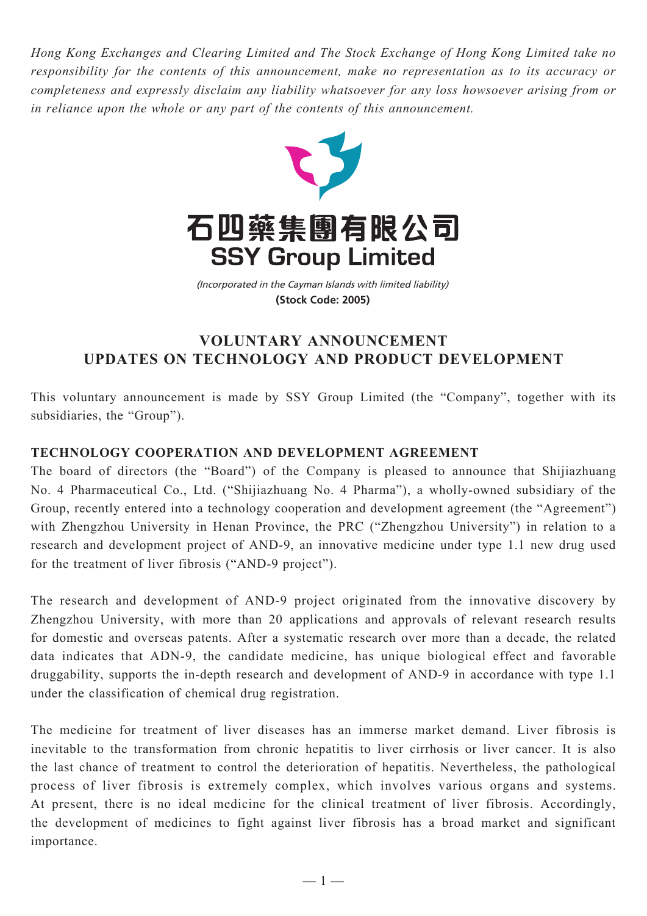*Hong Kong Exchanges and Clearing Limited and The Stock Exchange of Hong Kong Limited take no responsibility for the contents of this announcement, make no representation as to its accuracy or completeness and expressly disclaim any liability whatsoever for any loss howsoever arising from or in reliance upon the whole or any part of the contents of this announcement.*

# 石四藥集團有限公司
# SSY Group Limited

*(Incorporated in the Cayman Islands with limited liability)*
**(Stock Code: 2005)**

## VOLUNTARY ANNOUNCEMENT
## UPDATES ON TECHNOLOGY AND PRODUCT DEVELOPMENT

This voluntary announcement is made by SSY Group Limited (the "Company", together with its subsidiaries, the "Group").

### TECHNOLOGY COOPERATION AND DEVELOPMENT AGREEMENT

The board of directors (the "Board") of the Company is pleased to announce that Shijiazhuang No. 4 Pharmaceutical Co., Ltd. ("Shijiazhuang No. 4 Pharma"), a wholly-owned subsidiary of the Group, recently entered into a technology cooperation and development agreement (the "Agreement") with Zhengzhou University in Henan Province, the PRC ("Zhengzhou University") in relation to a research and development project of AND-9, an innovative medicine under type 1.1 new drug used for the treatment of liver fibrosis ("AND-9 project").

The research and development of AND-9 project originated from the innovative discovery by Zhengzhou University, with more than 20 applications and approvals of relevant research results for domestic and overseas patents. After a systematic research over more than a decade, the related data indicates that ADN-9, the candidate medicine, has unique biological effect and favorable druggability, supports the in-depth research and development of AND-9 in accordance with type 1.1 under the classification of chemical drug registration.

The medicine for treatment of liver diseases has an immerse market demand. Liver fibrosis is inevitable to the transformation from chronic hepatitis to liver cirrhosis or liver cancer. It is also the last chance of treatment to control the deterioration of hepatitis. Nevertheless, the pathological process of liver fibrosis is extremely complex, which involves various organs and systems. At present, there is no ideal medicine for the clinical treatment of liver fibrosis. Accordingly, the development of medicines to fight against liver fibrosis has a broad market and significant importance.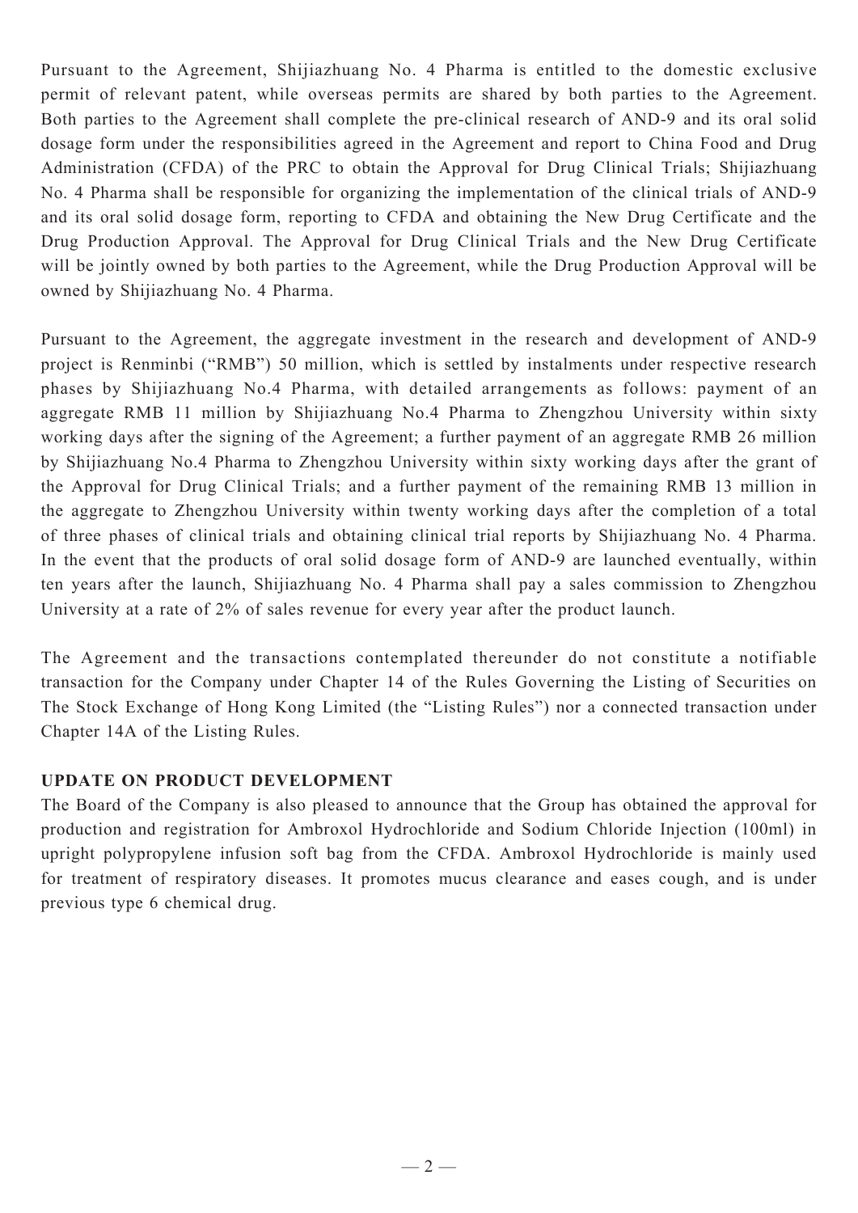Pursuant to the Agreement, Shijiazhuang No. 4 Pharma is entitled to the domestic exclusive permit of relevant patent, while overseas permits are shared by both parties to the Agreement. Both parties to the Agreement shall complete the pre-clinical research of AND-9 and its oral solid dosage form under the responsibilities agreed in the Agreement and report to China Food and Drug Administration (CFDA) of the PRC to obtain the Approval for Drug Clinical Trials; Shijiazhuang No. 4 Pharma shall be responsible for organizing the implementation of the clinical trials of AND-9 and its oral solid dosage form, reporting to CFDA and obtaining the New Drug Certificate and the Drug Production Approval. The Approval for Drug Clinical Trials and the New Drug Certificate will be jointly owned by both parties to the Agreement, while the Drug Production Approval will be owned by Shijiazhuang No. 4 Pharma.

Pursuant to the Agreement, the aggregate investment in the research and development of AND-9 project is Renminbi ("RMB") 50 million, which is settled by instalments under respective research phases by Shijiazhuang No.4 Pharma, with detailed arrangements as follows: payment of an aggregate RMB 11 million by Shijiazhuang No.4 Pharma to Zhengzhou University within sixty working days after the signing of the Agreement; a further payment of an aggregate RMB 26 million by Shijiazhuang No.4 Pharma to Zhengzhou University within sixty working days after the grant of the Approval for Drug Clinical Trials; and a further payment of the remaining RMB 13 million in the aggregate to Zhengzhou University within twenty working days after the completion of a total of three phases of clinical trials and obtaining clinical trial reports by Shijiazhuang No. 4 Pharma. In the event that the products of oral solid dosage form of AND-9 are launched eventually, within ten years after the launch, Shijiazhuang No. 4 Pharma shall pay a sales commission to Zhengzhou University at a rate of 2% of sales revenue for every year after the product launch.

The Agreement and the transactions contemplated thereunder do not constitute a notifiable transaction for the Company under Chapter 14 of the Rules Governing the Listing of Securities on The Stock Exchange of Hong Kong Limited (the "Listing Rules") nor a connected transaction under Chapter 14A of the Listing Rules.

**UPDATE ON PRODUCT DEVELOPMENT**

The Board of the Company is also pleased to announce that the Group has obtained the approval for production and registration for Ambroxol Hydrochloride and Sodium Chloride Injection (100ml) in upright polypropylene infusion soft bag from the CFDA. Ambroxol Hydrochloride is mainly used for treatment of respiratory diseases. It promotes mucus clearance and eases cough, and is under previous type 6 chemical drug.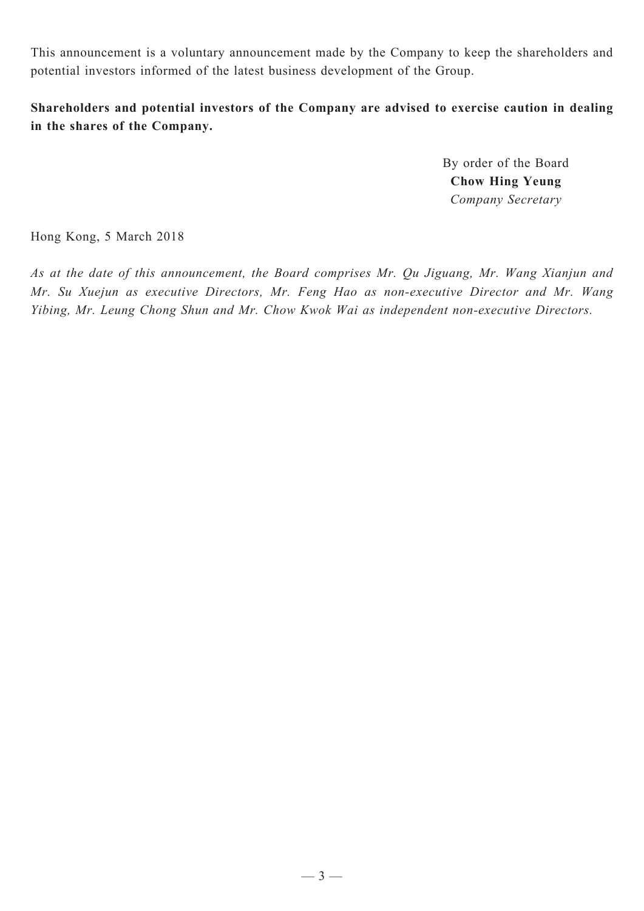This announcement is a voluntary announcement made by the Company to keep the shareholders and potential investors informed of the latest business development of the Group.

**Shareholders and potential investors of the Company are advised to exercise caution in dealing in the shares of the Company.**

By order of the Board
**Chow Hing Yeung**
*Company Secretary*

Hong Kong, 5 March 2018

*As at the date of this announcement, the Board comprises Mr. Qu Jiguang, Mr. Wang Xianjun and Mr. Su Xuejun as executive Directors, Mr. Feng Hao as non-executive Director and Mr. Wang Yibing, Mr. Leung Chong Shun and Mr. Chow Kwok Wai as independent non-executive Directors.*